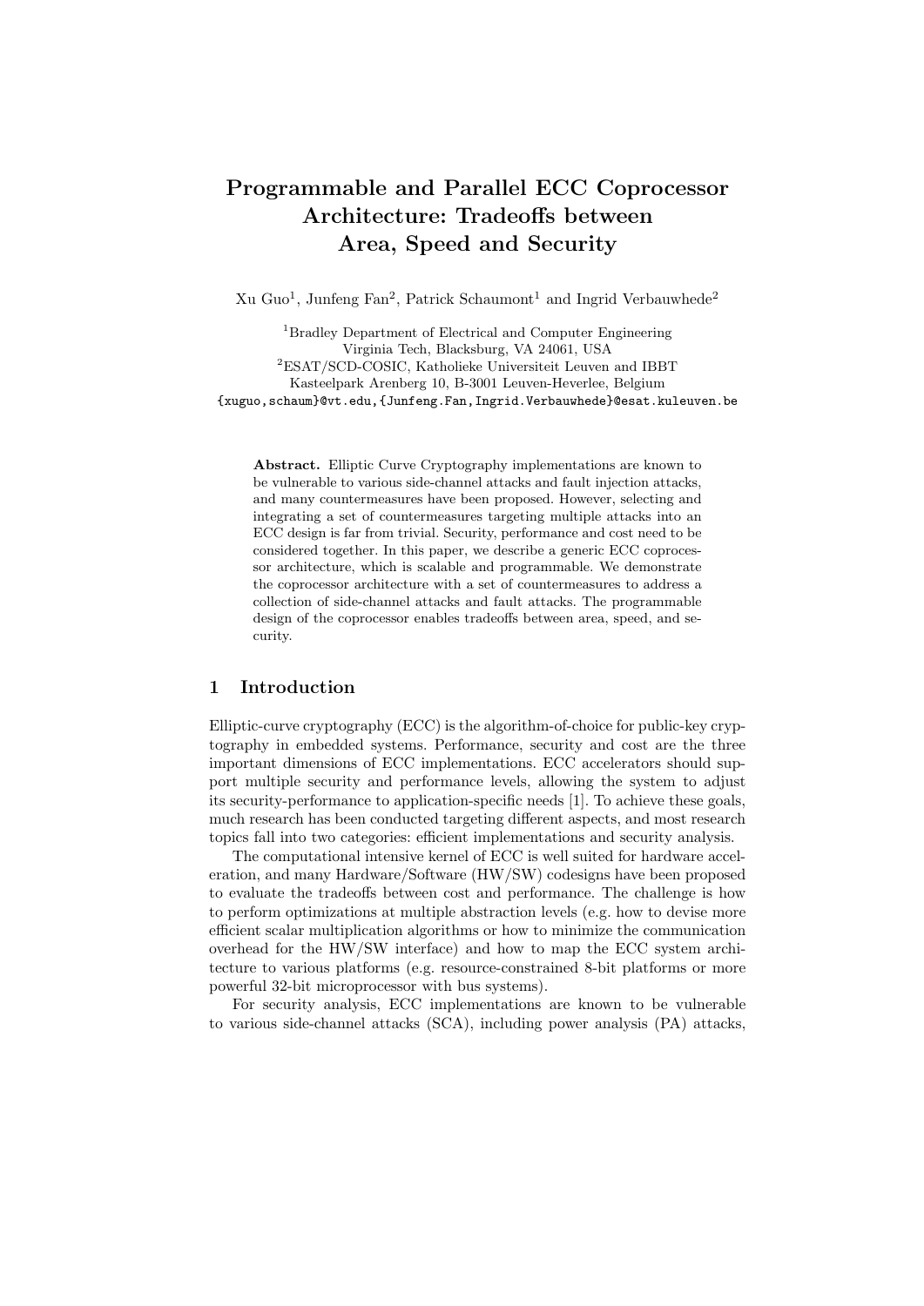# Programmable and Parallel ECC Coprocessor Architecture: Tradeoffs between Area, Speed and Security

Xu Guo[1], Junfeng Fan[2], Patrick Schaumont[1] and Ingrid Verbauwhede[2]

[1]Bradley Department of Electrical and Computer Engineering
Virginia Tech, Blacksburg, VA 24061, USA
[2]ESAT/SCD-COSIC, Katholieke Universiteit Leuven and IBBT
Kasteelpark Arenberg 10, B-3001 Leuven-Heverlee, Belgium
{xuguo,schaum}@vt.edu,{Junfeng.Fan,Ingrid.Verbauwhede}@esat.kuleuven.be

**Abstract.** Elliptic Curve Cryptography implementations are known to be vulnerable to various side-channel attacks and fault injection attacks, and many countermeasures have been proposed. However, selecting and integrating a set of countermeasures targeting multiple attacks into an ECC design is far from trivial. Security, performance and cost need to be considered together. In this paper, we describe a generic ECC coprocessor architecture, which is scalable and programmable. We demonstrate the coprocessor architecture with a set of countermeasures to address a collection of side-channel attacks and fault attacks. The programmable design of the coprocessor enables tradeoffs between area, speed, and security.

## 1 Introduction

Elliptic-curve cryptography (ECC) is the algorithm-of-choice for public-key cryptography in embedded systems. Performance, security and cost are the three important dimensions of ECC implementations. ECC accelerators should support multiple security and performance levels, allowing the system to adjust its security-performance to application-specific needs [1]. To achieve these goals, much research has been conducted targeting different aspects, and most research topics fall into two categories: efficient implementations and security analysis.

The computational intensive kernel of ECC is well suited for hardware acceleration, and many Hardware/Software (HW/SW) codesigns have been proposed to evaluate the tradeoffs between cost and performance. The challenge is how to perform optimizations at multiple abstraction levels (e.g. how to devise more efficient scalar multiplication algorithms or how to minimize the communication overhead for the HW/SW interface) and how to map the ECC system architecture to various platforms (e.g. resource-constrained 8-bit platforms or more powerful 32-bit microprocessor with bus systems).

For security analysis, ECC implementations are known to be vulnerable to various side-channel attacks (SCA), including power analysis (PA) attacks,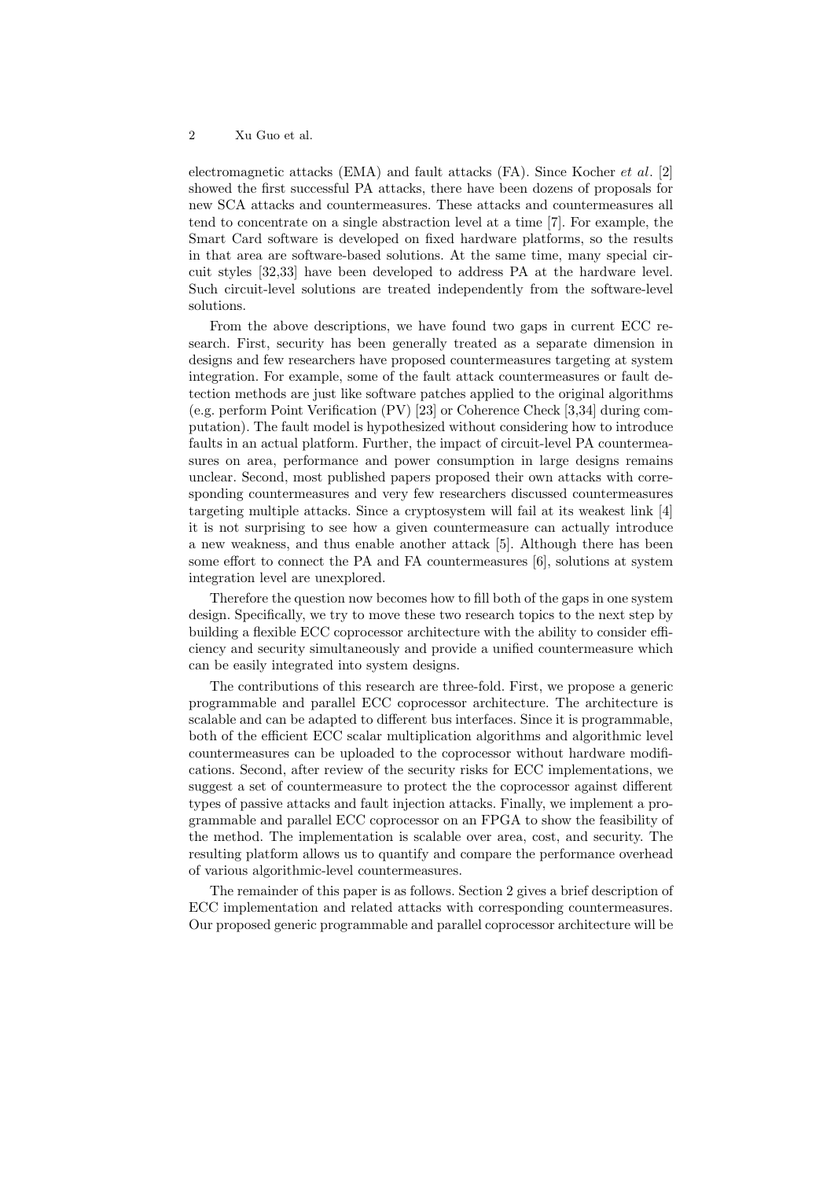electromagnetic attacks (EMA) and fault attacks (FA). Since Kocher *et al*. [2] showed the first successful PA attacks, there have been dozens of proposals for new SCA attacks and countermeasures. These attacks and countermeasures all tend to concentrate on a single abstraction level at a time [7]. For example, the Smart Card software is developed on fixed hardware platforms, so the results in that area are software-based solutions. At the same time, many special circuit styles [32,33] have been developed to address PA at the hardware level. Such circuit-level solutions are treated independently from the software-level solutions.

From the above descriptions, we have found two gaps in current ECC research. First, security has been generally treated as a separate dimension in designs and few researchers have proposed countermeasures targeting at system integration. For example, some of the fault attack countermeasures or fault detection methods are just like software patches applied to the original algorithms (e.g. perform Point Verification (PV) [23] or Coherence Check [3,34] during computation). The fault model is hypothesized without considering how to introduce faults in an actual platform. Further, the impact of circuit-level PA countermeasures on area, performance and power consumption in large designs remains unclear. Second, most published papers proposed their own attacks with corresponding countermeasures and very few researchers discussed countermeasures targeting multiple attacks. Since a cryptosystem will fail at its weakest link [4] it is not surprising to see how a given countermeasure can actually introduce a new weakness, and thus enable another attack [5]. Although there has been some effort to connect the PA and FA countermeasures [6], solutions at system integration level are unexplored.

Therefore the question now becomes how to fill both of the gaps in one system design. Specifically, we try to move these two research topics to the next step by building a flexible ECC coprocessor architecture with the ability to consider efficiency and security simultaneously and provide a unified countermeasure which can be easily integrated into system designs.

The contributions of this research are three-fold. First, we propose a generic programmable and parallel ECC coprocessor architecture. The architecture is scalable and can be adapted to different bus interfaces. Since it is programmable, both of the efficient ECC scalar multiplication algorithms and algorithmic level countermeasures can be uploaded to the coprocessor without hardware modifications. Second, after review of the security risks for ECC implementations, we suggest a set of countermeasure to protect the the coprocessor against different types of passive attacks and fault injection attacks. Finally, we implement a programmable and parallel ECC coprocessor on an FPGA to show the feasibility of the method. The implementation is scalable over area, cost, and security. The resulting platform allows us to quantify and compare the performance overhead of various algorithmic-level countermeasures.

The remainder of this paper is as follows. Section 2 gives a brief description of ECC implementation and related attacks with corresponding countermeasures. Our proposed generic programmable and parallel coprocessor architecture will be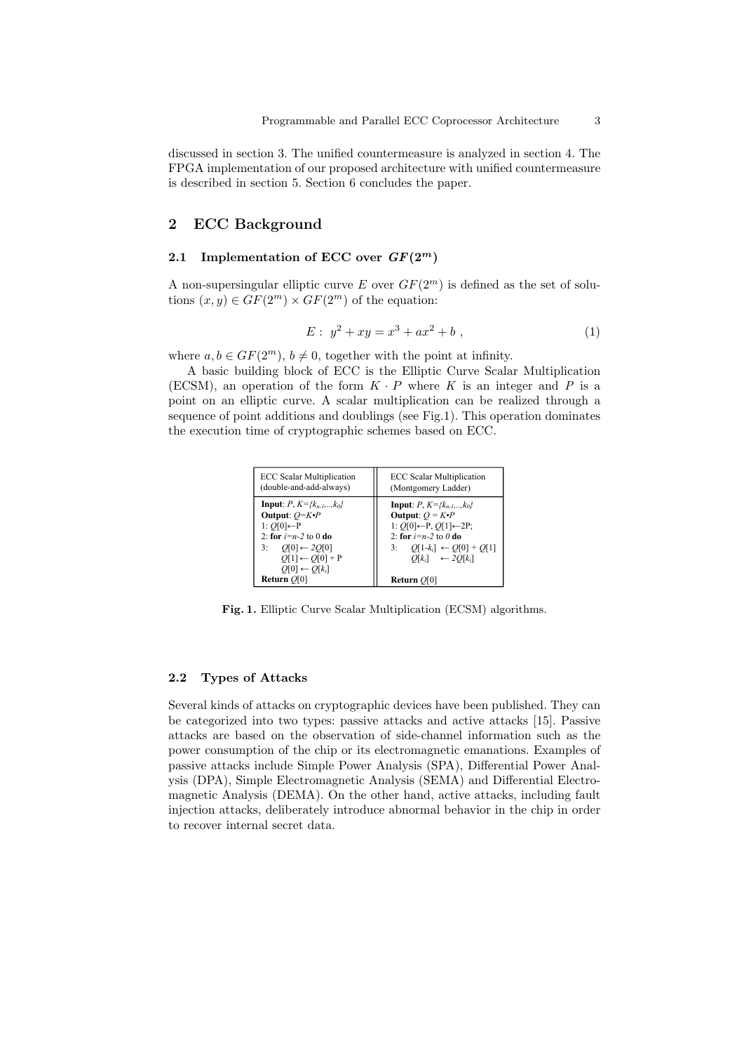discussed in section 3. The unified countermeasure is analyzed in section 4. The FPGA implementation of our proposed architecture with unified countermeasure is described in section 5. Section 6 concludes the paper.

## 2 ECC Background

### 2.1 Implementation of ECC over $GF(2^m)$

A non-supersingular elliptic curve $E$ over $GF(2^m)$ is defined as the set of solutions $(x, y) \in GF(2^m) \times GF(2^m)$ of the equation:

$$E : \; y^2 + xy = x^3 + ax^2 + b \; , \tag{1}$$

where $a, b \in GF(2^m)$, $b \neq 0$, together with the point at infinity.

A basic building block of ECC is the Elliptic Curve Scalar Multiplication (ECSM), an operation of the form $K \cdot P$ where $K$ is an integer and $P$ is a point on an elliptic curve. A scalar multiplication can be realized through a sequence of point additions and doublings (see Fig.1). This operation dominates the execution time of cryptographic schemes based on ECC.

| ECC Scalar Multiplication (double-and-add-always) | ECC Scalar Multiplication (Montgomery Ladder) |
|---|---|
| **Input**: $P$, $K=\{k_{n-1},..,k_0\}$<br>**Output**: $Q=K \cdot P$<br>1: $Q[0] \leftarrow P$<br>2: **for** $i=n-2$ to 0 **do**<br>3: $Q[0] \leftarrow 2Q[0]$<br>$Q[1] \leftarrow Q[0] + P$<br>$Q[0] \leftarrow Q[k_i]$<br>**Return** $Q[0]$ | **Input**: $P$, $K=\{k_{n-1},..,k_0\}$<br>**Output**: $Q = K \cdot P$<br>1: $Q[0] \leftarrow P$, $Q[1] \leftarrow 2P$;<br>2: **for** $i=n-2$ to $0$ **do**<br>3: $Q[1-k_i] \leftarrow Q[0] + Q[1]$<br>$Q[k_i] \leftarrow 2Q[k_i]$<br><br>**Return** $Q[0]$ |

**Fig. 1.** Elliptic Curve Scalar Multiplication (ECSM) algorithms.

### 2.2 Types of Attacks

Several kinds of attacks on cryptographic devices have been published. They can be categorized into two types: passive attacks and active attacks [15]. Passive attacks are based on the observation of side-channel information such as the power consumption of the chip or its electromagnetic emanations. Examples of passive attacks include Simple Power Analysis (SPA), Differential Power Analysis (DPA), Simple Electromagnetic Analysis (SEMA) and Differential Electromagnetic Analysis (DEMA). On the other hand, active attacks, including fault injection attacks, deliberately introduce abnormal behavior in the chip in order to recover internal secret data.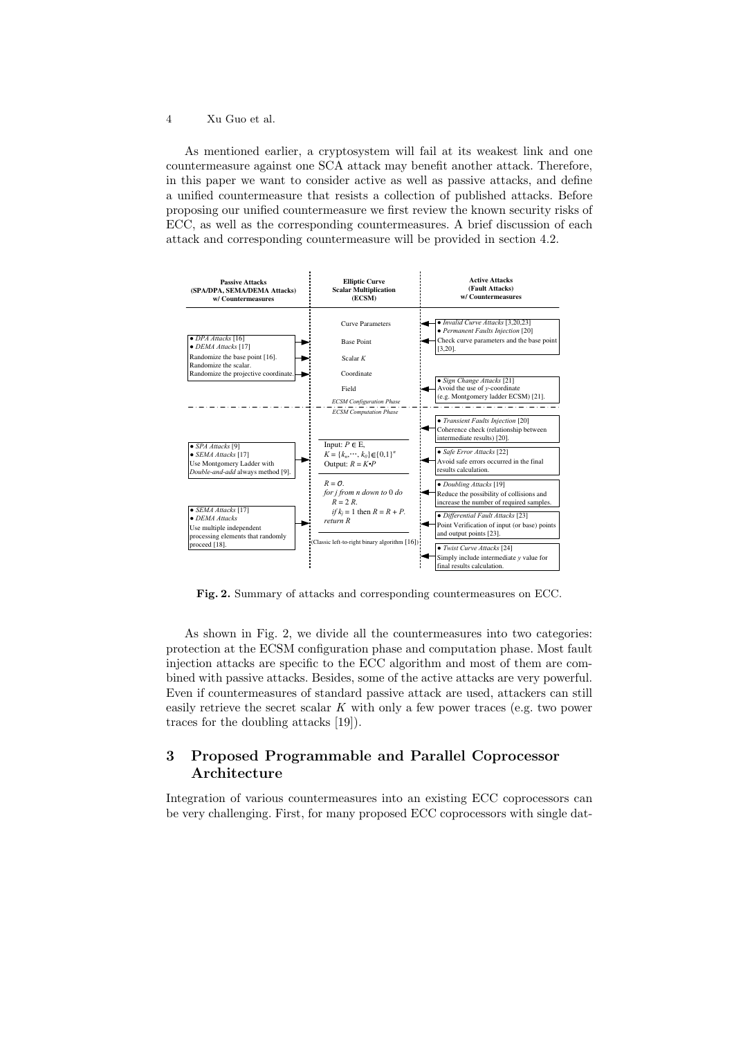As mentioned earlier, a cryptosystem will fail at its weakest link and one countermeasure against one SCA attack may benefit another attack. Therefore, in this paper we want to consider active as well as passive attacks, and define a unified countermeasure that resists a collection of published attacks. Before proposing our unified countermeasure we first review the known security risks of ECC, as well as the corresponding countermeasures. A brief discussion of each attack and corresponding countermeasure will be provided in section 4.2.

| Passive Attacks (SPA/DPA, SEMA/DEMA Attacks) w/ Countermeasures | Elliptic Curve Scalar Multiplication (ECSM) | Active Attacks (Fault Attacks) w/ Countermeasures |
|---|---|---|
| | Curve Parameters | • *Invalid Curve Attacks* [3,20,23] • *Permanent Faults Injection* [20] Check curve parameters and the base point [3,20]. |
| • *DPA Attacks* [16] • *DEMA Attacks* [17] Randomize the base point [16]. Randomize the scalar. Randomize the projective coordinate. | Base Point, Scalar $K$, Coordinate | |
| | Field | • *Sign Change Attacks* [21] Avoid the use of $y$-coordinate (e.g. Montgomery ladder ECSM) [21]. |
| | *ECSM Configuration Phase* | |
| | *ECSM Computation Phase* | |
| | | • *Transient Faults Injection* [20] Coherence check (relationship between intermediate results) [20]. |
| • *SPA Attacks* [9] • *SEMA Attacks* [17] Use Montgomery Ladder with *Double-and-add* always method [9]. | Input: $P \in E$, $K = \{k_n, \cdots, k_0\} \in \{0,1\}^n$ Output: $R = K \bullet P$ | • *Safe Error Attacks* [22] Avoid safe errors occurred in the final results calculation. |
| | $R = \mathcal{O}$. *for j from n down to* 0 *do* $R = 2R$. *if* $k_j = 1$ then $R = R + P$. *return R* | • *Doubling Attacks* [19] Reduce the possibility of collisions and increase the number of required samples. |
| • *SEMA Attacks* [17] • *DEMA Attacks* Use multiple independent processing elements that randomly proceed [18]. | (Classic left-to-right binary algorithm [16]) | • *Differential Fault Attacks* [23] Point Verification of input (or base) points and output points [23]. |
| | | • *Twist Curve Attacks* [24] Simply include intermediate $y$ value for final results calculation. |

**Fig. 2.** Summary of attacks and corresponding countermeasures on ECC.

As shown in Fig. 2, we divide all the countermeasures into two categories: protection at the ECSM configuration phase and computation phase. Most fault injection attacks are specific to the ECC algorithm and most of them are combined with passive attacks. Besides, some of the active attacks are very powerful. Even if countermeasures of standard passive attack are used, attackers can still easily retrieve the secret scalar $K$ with only a few power traces (e.g. two power traces for the doubling attacks [19]).

## 3 Proposed Programmable and Parallel Coprocessor Architecture

Integration of various countermeasures into an existing ECC coprocessors can be very challenging. First, for many proposed ECC coprocessors with single dat-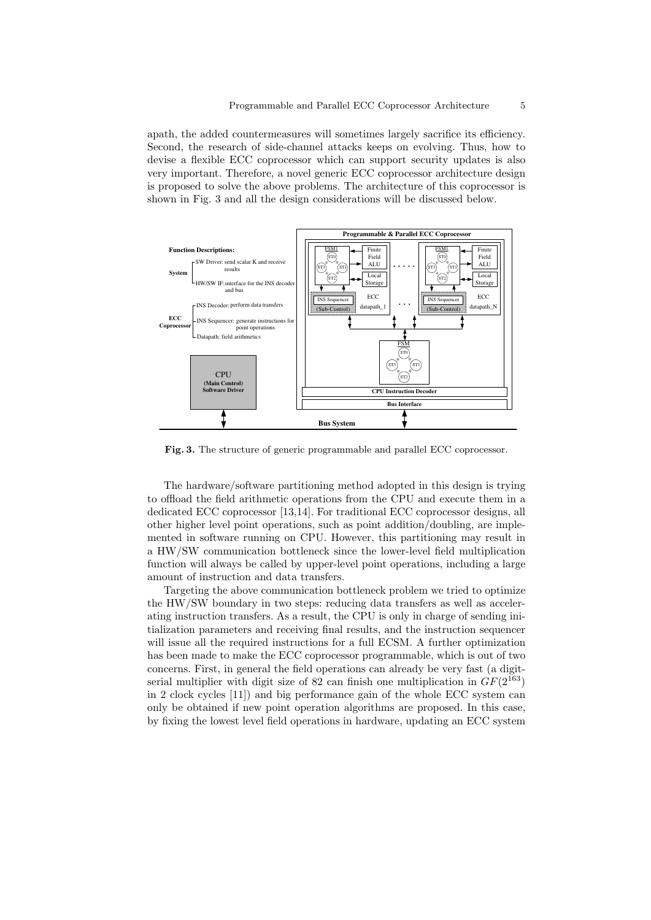apath, the added countermeasures will sometimes largely sacrifice its efficiency. Second, the research of side-channel attacks keeps on evolving. Thus, how to devise a flexible ECC coprocessor which can support security updates is also very important. Therefore, a novel generic ECC coprocessor architecture design is proposed to solve the above problems. The architecture of this coprocessor is shown in Fig. 3 and all the design considerations will be discussed below.

**Fig. 3.** The structure of generic programmable and parallel ECC coprocessor.

The hardware/software partitioning method adopted in this design is trying to offload the field arithmetic operations from the CPU and execute them in a dedicated ECC coprocessor [13,14]. For traditional ECC coprocessor designs, all other higher level point operations, such as point addition/doubling, are implemented in software running on CPU. However, this partitioning may result in a HW/SW communication bottleneck since the lower-level field multiplication function will always be called by upper-level point operations, including a large amount of instruction and data transfers.

Targeting the above communication bottleneck problem we tried to optimize the HW/SW boundary in two steps: reducing data transfers as well as accelerating instruction transfers. As a result, the CPU is only in charge of sending initialization parameters and receiving final results, and the instruction sequencer will issue all the required instructions for a full ECSM. A further optimization has been made to make the ECC coprocessor programmable, which is out of two concerns. First, in general the field operations can already be very fast (a digit-serial multiplier with digit size of 82 can finish one multiplication in $GF(2^{163})$ in 2 clock cycles [11]) and big performance gain of the whole ECC system can only be obtained if new point operation algorithms are proposed. In this case, by fixing the lowest level field operations in hardware, updating an ECC system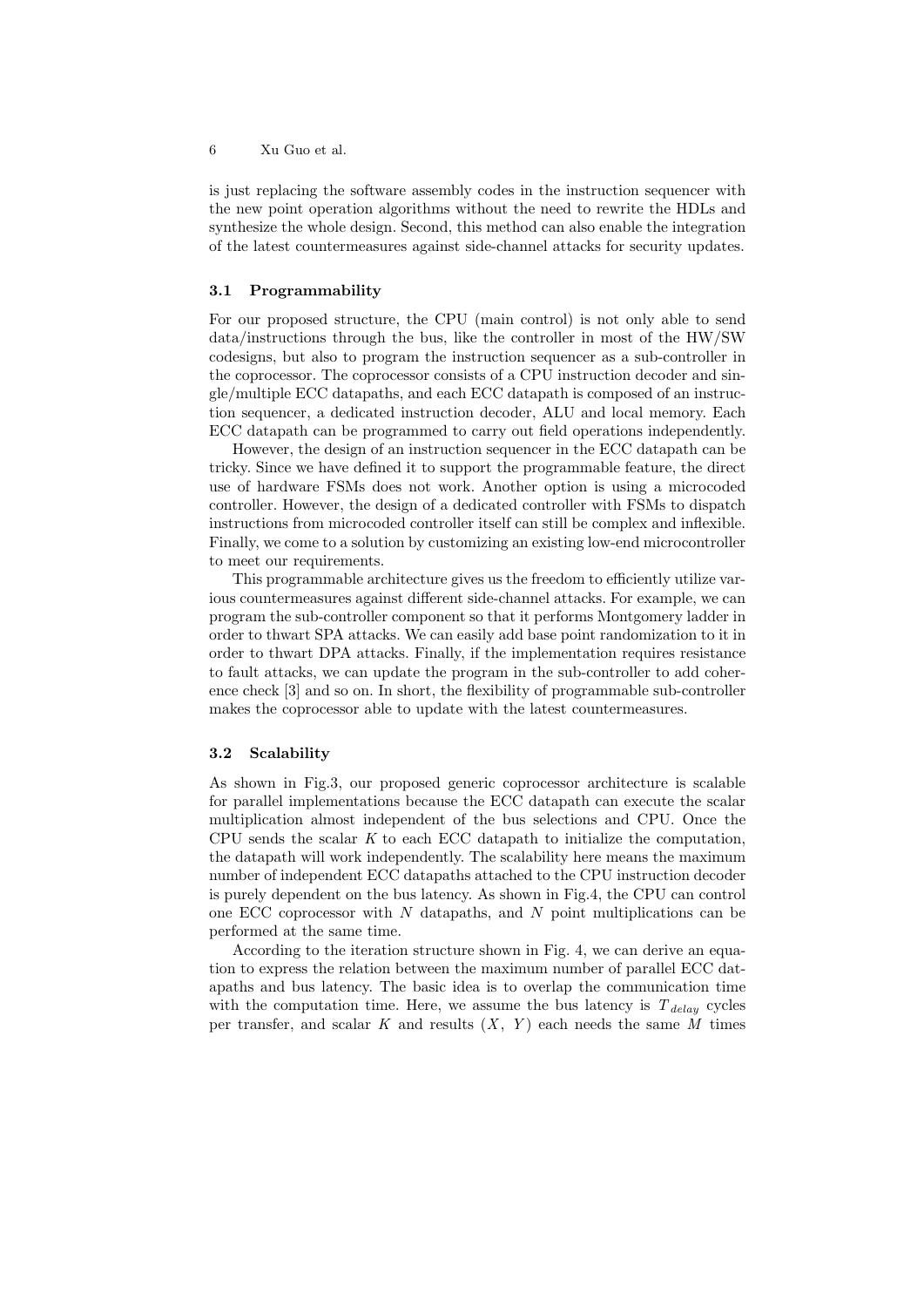is just replacing the software assembly codes in the instruction sequencer with the new point operation algorithms without the need to rewrite the HDLs and synthesize the whole design. Second, this method can also enable the integration of the latest countermeasures against side-channel attacks for security updates.

### 3.1 Programmability

For our proposed structure, the CPU (main control) is not only able to send data/instructions through the bus, like the controller in most of the HW/SW codesigns, but also to program the instruction sequencer as a sub-controller in the coprocessor. The coprocessor consists of a CPU instruction decoder and single/multiple ECC datapaths, and each ECC datapath is composed of an instruction sequencer, a dedicated instruction decoder, ALU and local memory. Each ECC datapath can be programmed to carry out field operations independently.

However, the design of an instruction sequencer in the ECC datapath can be tricky. Since we have defined it to support the programmable feature, the direct use of hardware FSMs does not work. Another option is using a microcoded controller. However, the design of a dedicated controller with FSMs to dispatch instructions from microcoded controller itself can still be complex and inflexible. Finally, we come to a solution by customizing an existing low-end microcontroller to meet our requirements.

This programmable architecture gives us the freedom to efficiently utilize various countermeasures against different side-channel attacks. For example, we can program the sub-controller component so that it performs Montgomery ladder in order to thwart SPA attacks. We can easily add base point randomization to it in order to thwart DPA attacks. Finally, if the implementation requires resistance to fault attacks, we can update the program in the sub-controller to add coherence check [3] and so on. In short, the flexibility of programmable sub-controller makes the coprocessor able to update with the latest countermeasures.

### 3.2 Scalability

As shown in Fig.3, our proposed generic coprocessor architecture is scalable for parallel implementations because the ECC datapath can execute the scalar multiplication almost independent of the bus selections and CPU. Once the CPU sends the scalar $K$ to each ECC datapath to initialize the computation, the datapath will work independently. The scalability here means the maximum number of independent ECC datapaths attached to the CPU instruction decoder is purely dependent on the bus latency. As shown in Fig.4, the CPU can control one ECC coprocessor with $N$ datapaths, and $N$ point multiplications can be performed at the same time.

According to the iteration structure shown in Fig. 4, we can derive an equation to express the relation between the maximum number of parallel ECC datapaths and bus latency. The basic idea is to overlap the communication time with the computation time. Here, we assume the bus latency is $T_{delay}$ cycles per transfer, and scalar $K$ and results $(X,\ Y)$ each needs the same $M$ times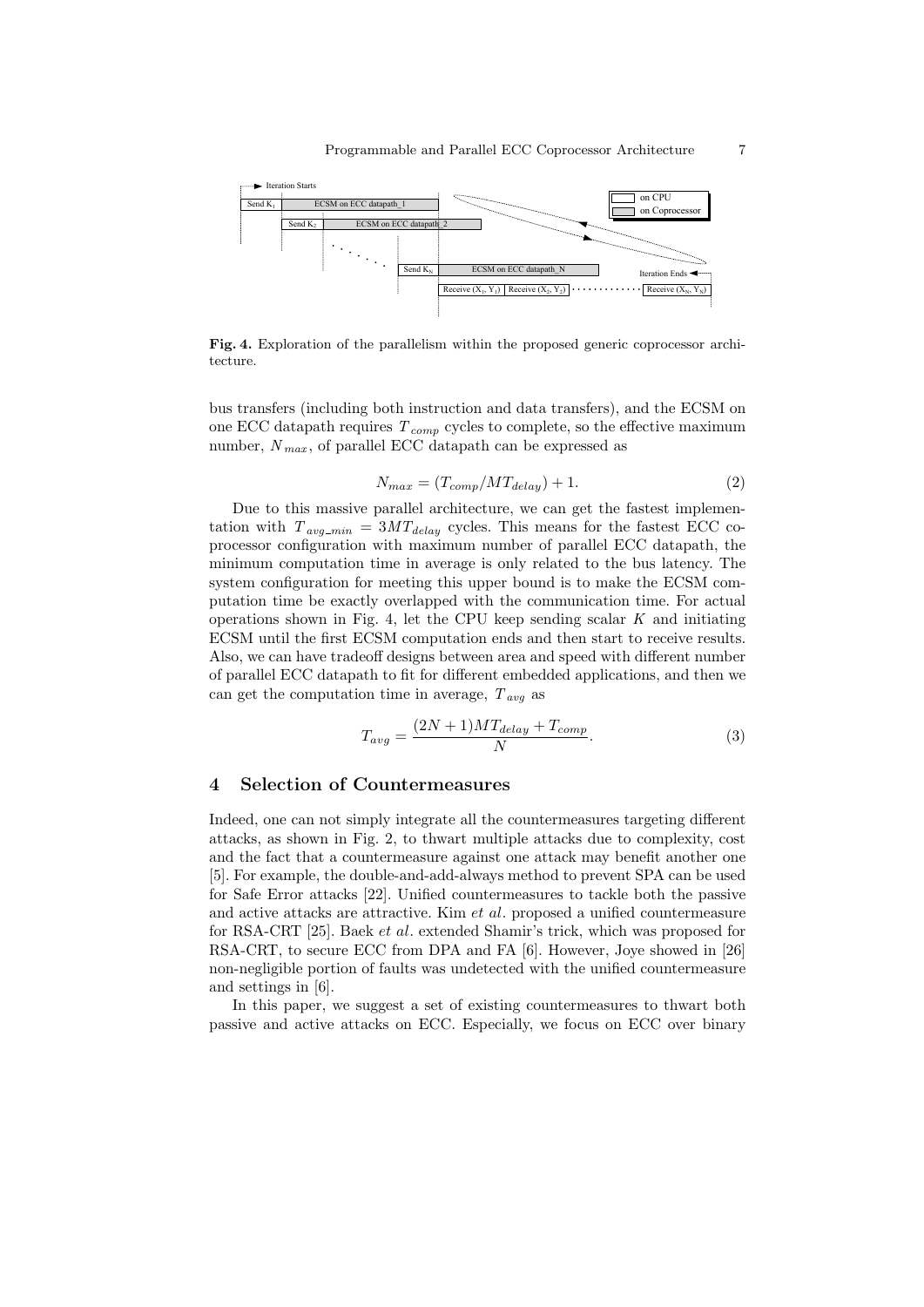**Fig. 4.** Exploration of the parallelism within the proposed generic coprocessor architecture.

bus transfers (including both instruction and data transfers), and the ECSM on one ECC datapath requires $T_{comp}$ cycles to complete, so the effective maximum number, $N_{max}$, of parallel ECC datapath can be expressed as

$$N_{max} = (T_{comp}/MT_{delay}) + 1. \tag{2}$$

Due to this massive parallel architecture, we can get the fastest implementation with $T_{avg\_min} = 3MT_{delay}$ cycles. This means for the fastest ECC coprocessor configuration with maximum number of parallel ECC datapath, the minimum computation time in average is only related to the bus latency. The system configuration for meeting this upper bound is to make the ECSM computation time be exactly overlapped with the communication time. For actual operations shown in Fig. 4, let the CPU keep sending scalar $K$ and initiating ECSM until the first ECSM computation ends and then start to receive results. Also, we can have tradeoff designs between area and speed with different number of parallel ECC datapath to fit for different embedded applications, and then we can get the computation time in average, $T_{avg}$ as

$$T_{avg} = \frac{(2N+1)MT_{delay} + T_{comp}}{N}. \tag{3}$$

## 4 Selection of Countermeasures

Indeed, one can not simply integrate all the countermeasures targeting different attacks, as shown in Fig. 2, to thwart multiple attacks due to complexity, cost and the fact that a countermeasure against one attack may benefit another one [5]. For example, the double-and-add-always method to prevent SPA can be used for Safe Error attacks [22]. Unified countermeasures to tackle both the passive and active attacks are attractive. Kim *et al*. proposed a unified countermeasure for RSA-CRT [25]. Baek *et al*. extended Shamir's trick, which was proposed for RSA-CRT, to secure ECC from DPA and FA [6]. However, Joye showed in [26] non-negligible portion of faults was undetected with the unified countermeasure and settings in [6].

In this paper, we suggest a set of existing countermeasures to thwart both passive and active attacks on ECC. Especially, we focus on ECC over binary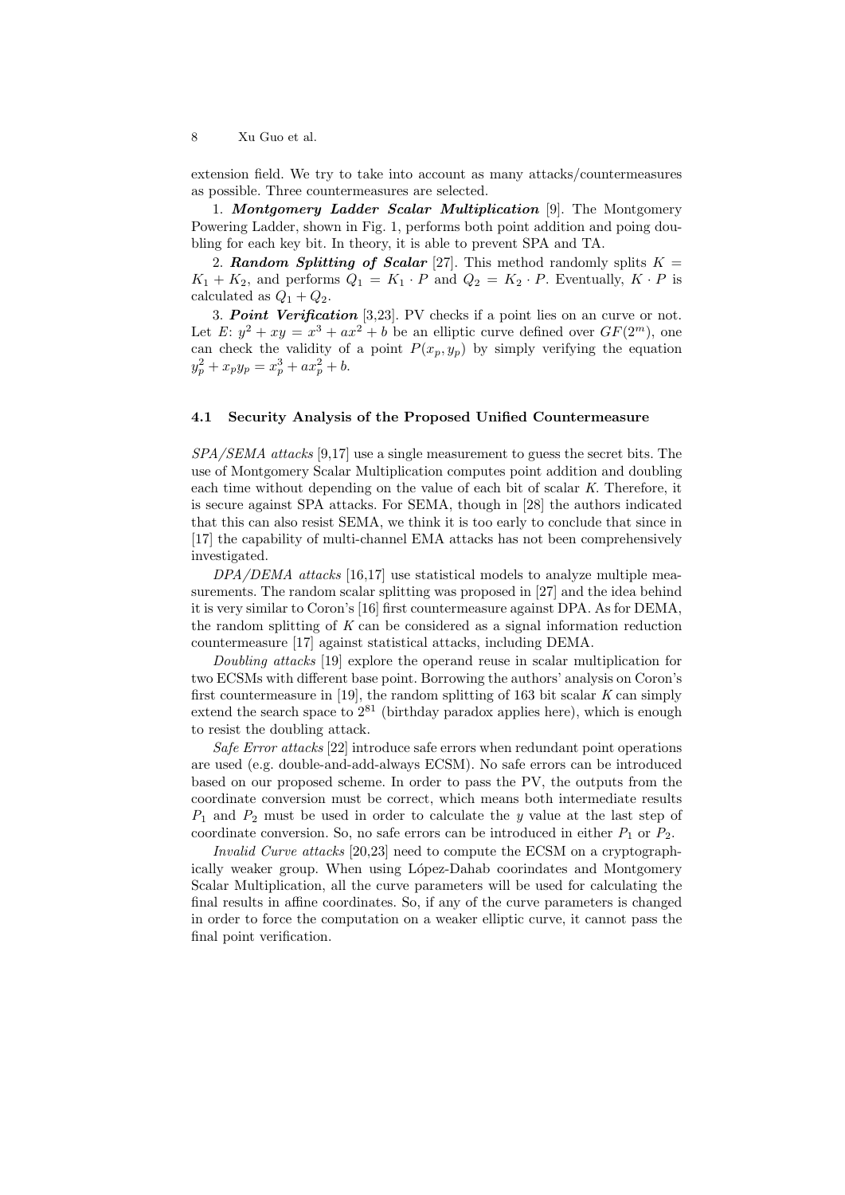extension field. We try to take into account as many attacks/countermeasures as possible. Three countermeasures are selected.

1. ***Montgomery Ladder Scalar Multiplication*** [9]. The Montgomery Powering Ladder, shown in Fig. 1, performs both point addition and poing doubling for each key bit. In theory, it is able to prevent SPA and TA.

2. ***Random Splitting of Scalar*** [27]. This method randomly splits $K = K_1 + K_2$, and performs $Q_1 = K_1 \cdot P$ and $Q_2 = K_2 \cdot P$. Eventually, $K \cdot P$ is calculated as $Q_1 + Q_2$.

3. ***Point Verification*** [3,23]. PV checks if a point lies on an curve or not. Let $E$: $y^2 + xy = x^3 + ax^2 + b$ be an elliptic curve defined over $GF(2^m)$, one can check the validity of a point $P(x_p, y_p)$ by simply verifying the equation $y_p^2 + x_p y_p = x_p^3 + ax_p^2 + b$.

### 4.1 Security Analysis of the Proposed Unified Countermeasure

*SPA/SEMA attacks* [9,17] use a single measurement to guess the secret bits. The use of Montgomery Scalar Multiplication computes point addition and doubling each time without depending on the value of each bit of scalar $K$. Therefore, it is secure against SPA attacks. For SEMA, though in [28] the authors indicated that this can also resist SEMA, we think it is too early to conclude that since in [17] the capability of multi-channel EMA attacks has not been comprehensively investigated.

*DPA/DEMA attacks* [16,17] use statistical models to analyze multiple measurements. The random scalar splitting was proposed in [27] and the idea behind it is very similar to Coron's [16] first countermeasure against DPA. As for DEMA, the random splitting of $K$ can be considered as a signal information reduction countermeasure [17] against statistical attacks, including DEMA.

*Doubling attacks* [19] explore the operand reuse in scalar multiplication for two ECSMs with different base point. Borrowing the authors' analysis on Coron's first countermeasure in [19], the random splitting of 163 bit scalar $K$ can simply extend the search space to $2^{81}$ (birthday paradox applies here), which is enough to resist the doubling attack.

*Safe Error attacks* [22] introduce safe errors when redundant point operations are used (e.g. double-and-add-always ECSM). No safe errors can be introduced based on our proposed scheme. In order to pass the PV, the outputs from the coordinate conversion must be correct, which means both intermediate results $P_1$ and $P_2$ must be used in order to calculate the $y$ value at the last step of coordinate conversion. So, no safe errors can be introduced in either $P_1$ or $P_2$.

*Invalid Curve attacks* [20,23] need to compute the ECSM on a cryptographically weaker group. When using López-Dahab coorindates and Montgomery Scalar Multiplication, all the curve parameters will be used for calculating the final results in affine coordinates. So, if any of the curve parameters is changed in order to force the computation on a weaker elliptic curve, it cannot pass the final point verification.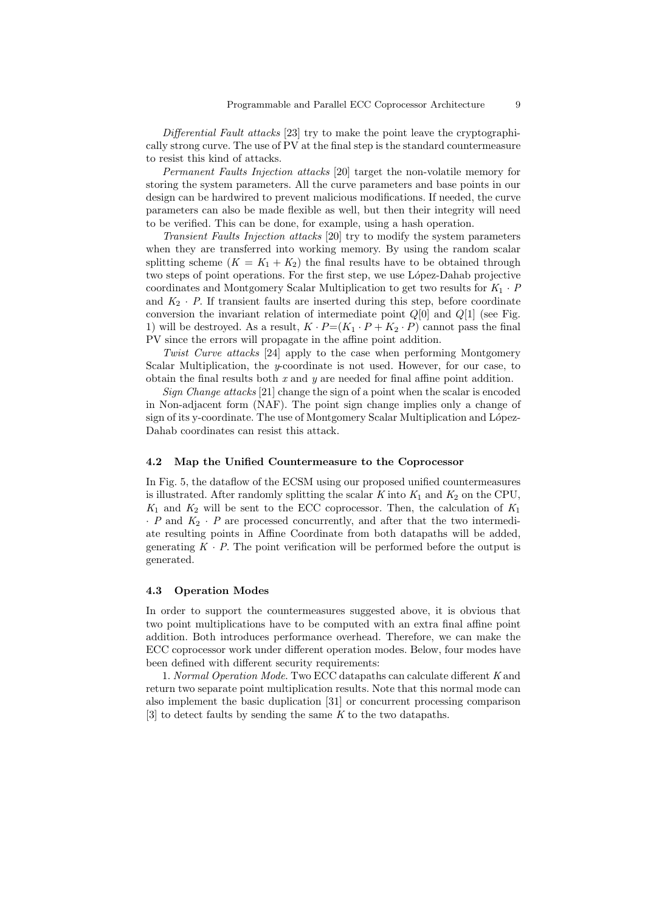*Differential Fault attacks* [23] try to make the point leave the cryptographically strong curve. The use of PV at the final step is the standard countermeasure to resist this kind of attacks.

*Permanent Faults Injection attacks* [20] target the non-volatile memory for storing the system parameters. All the curve parameters and base points in our design can be hardwired to prevent malicious modifications. If needed, the curve parameters can also be made flexible as well, but then their integrity will need to be verified. This can be done, for example, using a hash operation.

*Transient Faults Injection attacks* [20] try to modify the system parameters when they are transferred into working memory. By using the random scalar splitting scheme ($K = K_1 + K_2$) the final results have to be obtained through two steps of point operations. For the first step, we use López-Dahab projective coordinates and Montgomery Scalar Multiplication to get two results for $K_1 \cdot P$ and $K_2 \cdot P$. If transient faults are inserted during this step, before coordinate conversion the invariant relation of intermediate point $Q[0]$ and $Q[1]$ (see Fig. 1) will be destroyed. As a result, $K \cdot P$=$(K_1 \cdot P + K_2 \cdot P)$ cannot pass the final PV since the errors will propagate in the affine point addition.

*Twist Curve attacks* [24] apply to the case when performing Montgomery Scalar Multiplication, the $y$-coordinate is not used. However, for our case, to obtain the final results both $x$ and $y$ are needed for final affine point addition.

*Sign Change attacks* [21] change the sign of a point when the scalar is encoded in Non-adjacent form (NAF). The point sign change implies only a change of sign of its y-coordinate. The use of Montgomery Scalar Multiplication and López-Dahab coordinates can resist this attack.

### 4.2 Map the Unified Countermeasure to the Coprocessor

In Fig. 5, the dataflow of the ECSM using our proposed unified countermeasures is illustrated. After randomly splitting the scalar $K$ into $K_1$ and $K_2$ on the CPU, $K_1$ and $K_2$ will be sent to the ECC coprocessor. Then, the calculation of $K_1 \cdot P$ and $K_2 \cdot P$ are processed concurrently, and after that the two intermediate resulting points in Affine Coordinate from both datapaths will be added, generating $K \cdot P$. The point verification will be performed before the output is generated.

### 4.3 Operation Modes

In order to support the countermeasures suggested above, it is obvious that two point multiplications have to be computed with an extra final affine point addition. Both introduces performance overhead. Therefore, we can make the ECC coprocessor work under different operation modes. Below, four modes have been defined with different security requirements:

1. *Normal Operation Mode.* Two ECC datapaths can calculate different $K$ and return two separate point multiplication results. Note that this normal mode can also implement the basic duplication [31] or concurrent processing comparison [3] to detect faults by sending the same $K$ to the two datapaths.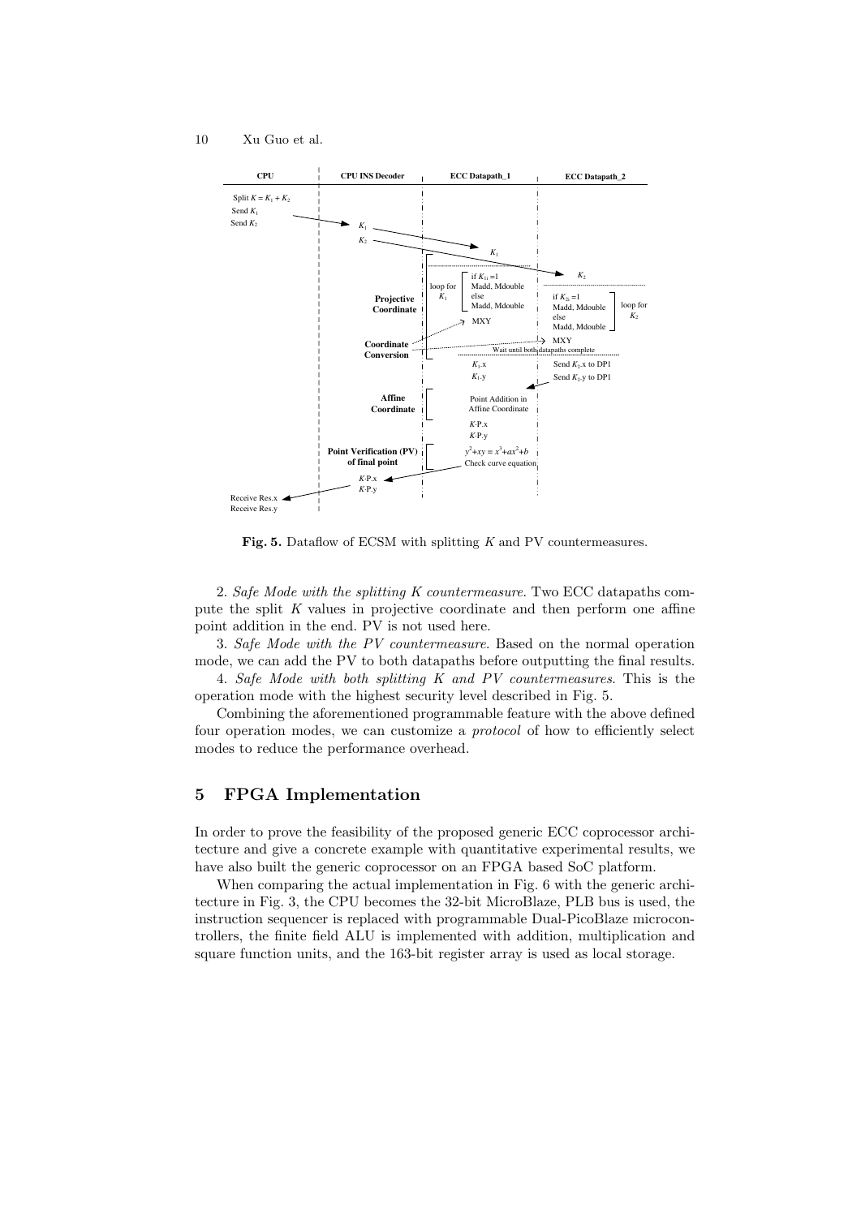**Fig. 5.** Dataflow of ECSM with splitting $K$ and PV countermeasures.

2. *Safe Mode with the splitting K countermeasure.* Two ECC datapaths compute the split $K$ values in projective coordinate and then perform one affine point addition in the end. PV is not used here.

3. *Safe Mode with the PV countermeasure.* Based on the normal operation mode, we can add the PV to both datapaths before outputting the final results.

4. *Safe Mode with both splitting K and PV countermeasures.* This is the operation mode with the highest security level described in Fig. 5.

Combining the aforementioned programmable feature with the above defined four operation modes, we can customize a *protocol* of how to efficiently select modes to reduce the performance overhead.

## 5 FPGA Implementation

In order to prove the feasibility of the proposed generic ECC coprocessor architecture and give a concrete example with quantitative experimental results, we have also built the generic coprocessor on an FPGA based SoC platform.

When comparing the actual implementation in Fig. 6 with the generic architecture in Fig. 3, the CPU becomes the 32-bit MicroBlaze, PLB bus is used, the instruction sequencer is replaced with programmable Dual-PicoBlaze microcontrollers, the finite field ALU is implemented with addition, multiplication and square function units, and the 163-bit register array is used as local storage.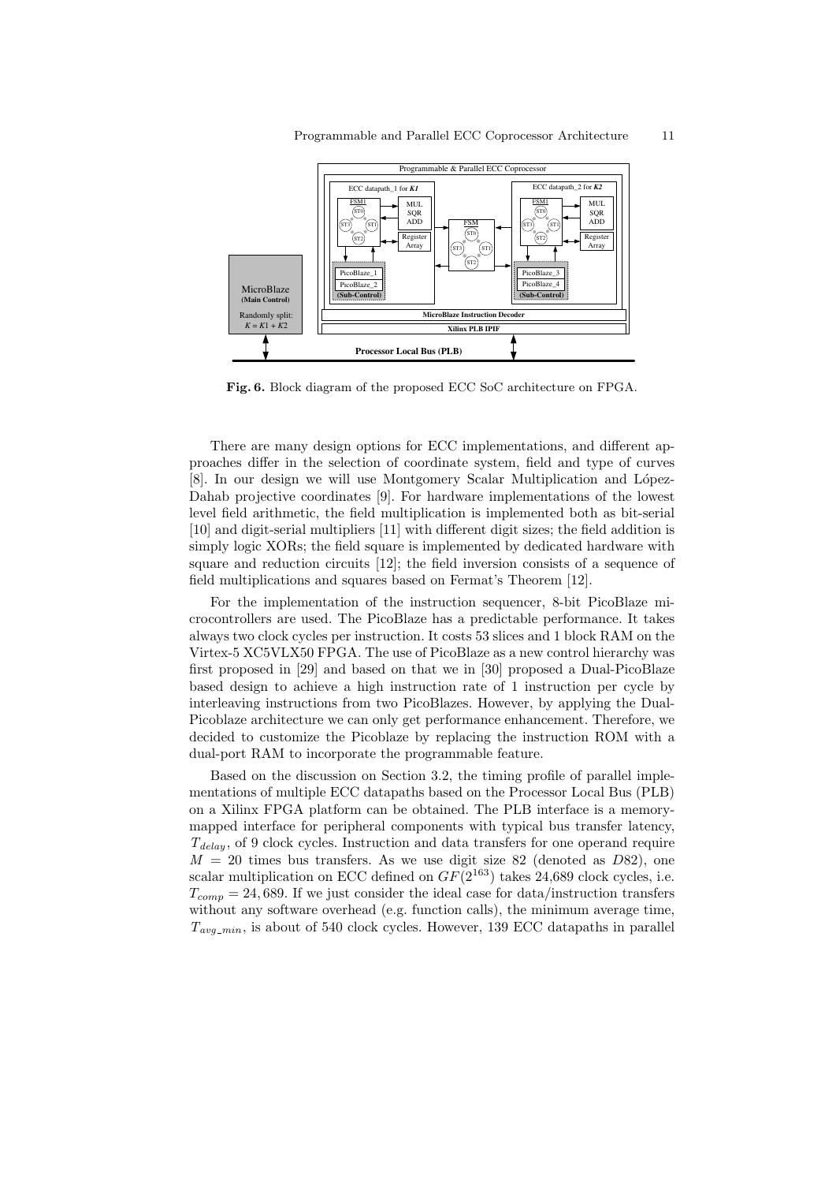**Fig. 6.** Block diagram of the proposed ECC SoC architecture on FPGA.

There are many design options for ECC implementations, and different approaches differ in the selection of coordinate system, field and type of curves [8]. In our design we will use Montgomery Scalar Multiplication and López-Dahab projective coordinates [9]. For hardware implementations of the lowest level field arithmetic, the field multiplication is implemented both as bit-serial [10] and digit-serial multipliers [11] with different digit sizes; the field addition is simply logic XORs; the field square is implemented by dedicated hardware with square and reduction circuits [12]; the field inversion consists of a sequence of field multiplications and squares based on Fermat's Theorem [12].

For the implementation of the instruction sequencer, 8-bit PicoBlaze microcontrollers are used. The PicoBlaze has a predictable performance. It takes always two clock cycles per instruction. It costs 53 slices and 1 block RAM on the Virtex-5 XC5VLX50 FPGA. The use of PicoBlaze as a new control hierarchy was first proposed in [29] and based on that we in [30] proposed a Dual-PicoBlaze based design to achieve a high instruction rate of 1 instruction per cycle by interleaving instructions from two PicoBlazes. However, by applying the Dual-Picoblaze architecture we can only get performance enhancement. Therefore, we decided to customize the Picoblaze by replacing the instruction ROM with a dual-port RAM to incorporate the programmable feature.

Based on the discussion on Section 3.2, the timing profile of parallel implementations of multiple ECC datapaths based on the Processor Local Bus (PLB) on a Xilinx FPGA platform can be obtained. The PLB interface is a memory-mapped interface for peripheral components with typical bus transfer latency, $T_{delay}$, of 9 clock cycles. Instruction and data transfers for one operand require $M = 20$ times bus transfers. As we use digit size 82 (denoted as $D82$), one scalar multiplication on ECC defined on $GF(2^{163})$ takes 24,689 clock cycles, i.e. $T_{comp} = 24,689$. If we just consider the ideal case for data/instruction transfers without any software overhead (e.g. function calls), the minimum average time, $T_{avg\_min}$, is about of 540 clock cycles. However, 139 ECC datapaths in parallel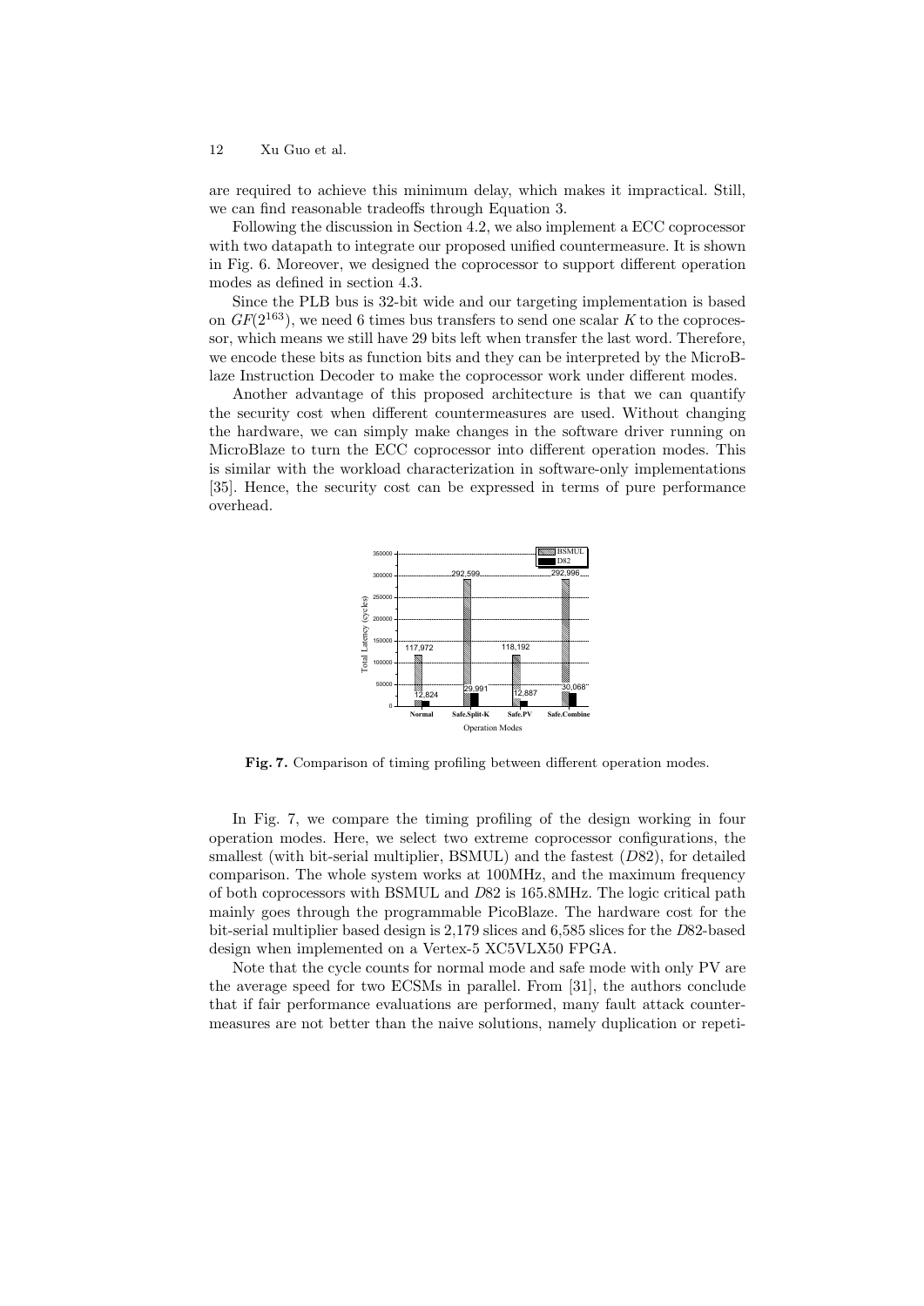are required to achieve this minimum delay, which makes it impractical. Still, we can find reasonable tradeoffs through Equation 3.

Following the discussion in Section 4.2, we also implement a ECC coprocessor with two datapath to integrate our proposed unified countermeasure. It is shown in Fig. 6. Moreover, we designed the coprocessor to support different operation modes as defined in section 4.3.

Since the PLB bus is 32-bit wide and our targeting implementation is based on $GF(2^{163})$, we need 6 times bus transfers to send one scalar $K$ to the coprocessor, which means we still have 29 bits left when transfer the last word. Therefore, we encode these bits as function bits and they can be interpreted by the MicroBlaze Instruction Decoder to make the coprocessor work under different modes.

Another advantage of this proposed architecture is that we can quantify the security cost when different countermeasures are used. Without changing the hardware, we can simply make changes in the software driver running on MicroBlaze to turn the ECC coprocessor into different operation modes. This is similar with the workload characterization in software-only implementations [35]. Hence, the security cost can be expressed in terms of pure performance overhead.

| Operation Modes | BSMUL (cycles) | D82 (cycles) |
|---|---|---|
| Normal | 117,972 | 12,824 |
| Safe.Split-K | 292,599 | 29,991 |
| Safe.PV | 118,192 | 12,887 |
| Safe.Combine | 292,996 | 30,068 |

**Fig. 7.** Comparison of timing profiling between different operation modes.

In Fig. 7, we compare the timing profiling of the design working in four operation modes. Here, we select two extreme coprocessor configurations, the smallest (with bit-serial multiplier, BSMUL) and the fastest ($D82$), for detailed comparison. The whole system works at 100MHz, and the maximum frequency of both coprocessors with BSMUL and $D82$ is 165.8MHz. The logic critical path mainly goes through the programmable PicoBlaze. The hardware cost for the bit-serial multiplier based design is 2,179 slices and 6,585 slices for the $D82$-based design when implemented on a Vertex-5 XC5VLX50 FPGA.

Note that the cycle counts for normal mode and safe mode with only PV are the average speed for two ECSMs in parallel. From [31], the authors conclude that if fair performance evaluations are performed, many fault attack countermeasures are not better than the naive solutions, namely duplication or repeti-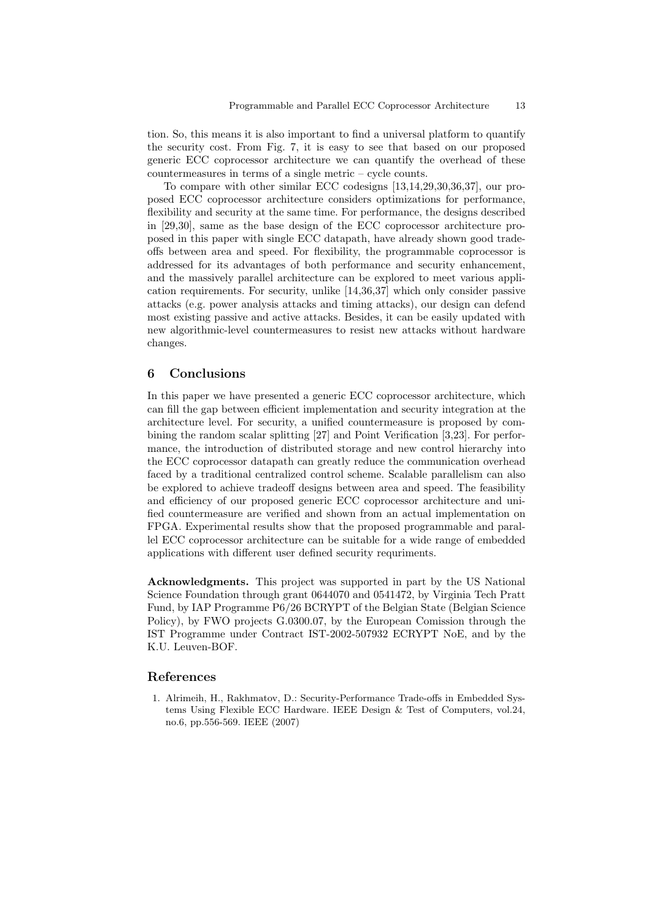tion. So, this means it is also important to find a universal platform to quantify the security cost. From Fig. 7, it is easy to see that based on our proposed generic ECC coprocessor architecture we can quantify the overhead of these countermeasures in terms of a single metric – cycle counts.

To compare with other similar ECC codesigns [13,14,29,30,36,37], our proposed ECC coprocessor architecture considers optimizations for performance, flexibility and security at the same time. For performance, the designs described in [29,30], same as the base design of the ECC coprocessor architecture proposed in this paper with single ECC datapath, have already shown good tradeoffs between area and speed. For flexibility, the programmable coprocessor is addressed for its advantages of both performance and security enhancement, and the massively parallel architecture can be explored to meet various application requirements. For security, unlike [14,36,37] which only consider passive attacks (e.g. power analysis attacks and timing attacks), our design can defend most existing passive and active attacks. Besides, it can be easily updated with new algorithmic-level countermeasures to resist new attacks without hardware changes.

## 6 Conclusions

In this paper we have presented a generic ECC coprocessor architecture, which can fill the gap between efficient implementation and security integration at the architecture level. For security, a unified countermeasure is proposed by combining the random scalar splitting [27] and Point Verification [3,23]. For performance, the introduction of distributed storage and new control hierarchy into the ECC coprocessor datapath can greatly reduce the communication overhead faced by a traditional centralized control scheme. Scalable parallelism can also be explored to achieve tradeoff designs between area and speed. The feasibility and efficiency of our proposed generic ECC coprocessor architecture and unified countermeasure are verified and shown from an actual implementation on FPGA. Experimental results show that the proposed programmable and parallel ECC coprocessor architecture can be suitable for a wide range of embedded applications with different user defined security requriments.

**Acknowledgments.** This project was supported in part by the US National Science Foundation through grant 0644070 and 0541472, by Virginia Tech Pratt Fund, by IAP Programme P6/26 BCRYPT of the Belgian State (Belgian Science Policy), by FWO projects G.0300.07, by the European Comission through the IST Programme under Contract IST-2002-507932 ECRYPT NoE, and by the K.U. Leuven-BOF.

## References

1. Alrimeih, H., Rakhmatov, D.: Security-Performance Trade-offs in Embedded Systems Using Flexible ECC Hardware. IEEE Design & Test of Computers, vol.24, no.6, pp.556-569. IEEE (2007)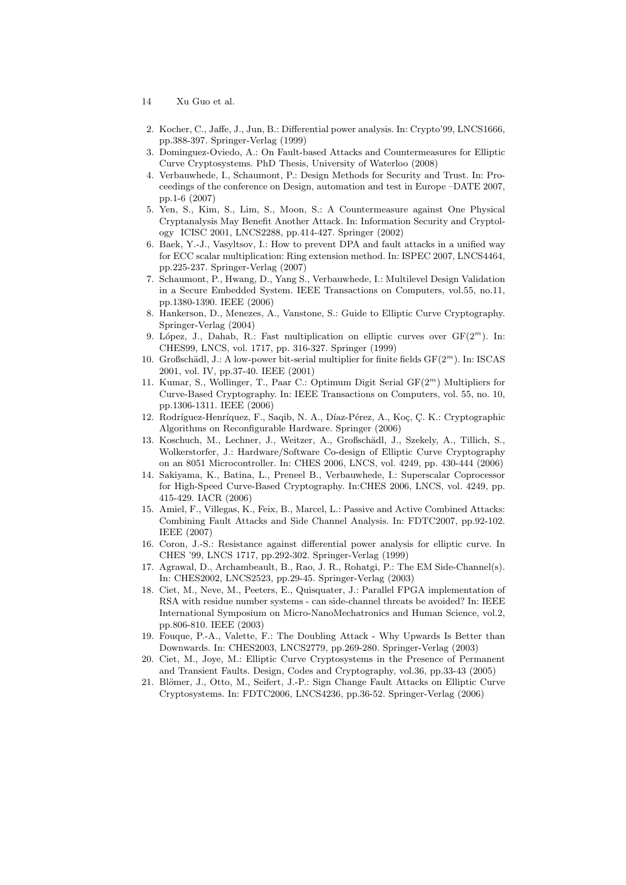2. Kocher, C., Jaffe, J., Jun, B.: Differential power analysis. In: Crypto'99, LNCS1666, pp.388-397. Springer-Verlag (1999)
3. Dominguez-Oviedo, A.: On Fault-based Attacks and Countermeasures for Elliptic Curve Cryptosystems. PhD Thesis, University of Waterloo (2008)
4. Verbauwhede, I., Schaumont, P.: Design Methods for Security and Trust. In: Proceedings of the conference on Design, automation and test in Europe –DATE 2007, pp.1-6 (2007)
5. Yen, S., Kim, S., Lim, S., Moon, S.: A Countermeasure against One Physical Cryptanalysis May Benefit Another Attack. In: Information Security and Cryptology ICISC 2001, LNCS2288, pp.414-427. Springer (2002)
6. Baek, Y.-J., Vasyltsov, I.: How to prevent DPA and fault attacks in a unified way for ECC scalar multiplication: Ring extension method. In: ISPEC 2007, LNCS4464, pp.225-237. Springer-Verlag (2007)
7. Schaumont, P., Hwang, D., Yang S., Verbauwhede, I.: Multilevel Design Validation in a Secure Embedded System. IEEE Transactions on Computers, vol.55, no.11, pp.1380-1390. IEEE (2006)
8. Hankerson, D., Menezes, A., Vanstone, S.: Guide to Elliptic Curve Cryptography. Springer-Verlag (2004)
9. López, J., Dahab, R.: Fast multiplication on elliptic curves over $GF(2^m)$. In: CHES99, LNCS, vol. 1717, pp. 316-327. Springer (1999)
10. Großschädl, J.: A low-power bit-serial multiplier for finite fields $GF(2^m)$. In: ISCAS 2001, vol. IV, pp.37-40. IEEE (2001)
11. Kumar, S., Wollinger, T., Paar C.: Optimum Digit Serial $GF(2^m)$ Multipliers for Curve-Based Cryptography. In: IEEE Transactions on Computers, vol. 55, no. 10, pp.1306-1311. IEEE (2006)
12. Rodríguez-Henríquez, F., Saqib, N. A., Díaz-Pérez, A., Koç, Ç. K.: Cryptographic Algorithms on Reconfigurable Hardware. Springer (2006)
13. Koschuch, M., Lechner, J., Weitzer, A., Großschädl, J., Szekely, A., Tillich, S., Wolkerstorfer, J.: Hardware/Software Co-design of Elliptic Curve Cryptography on an 8051 Microcontroller. In: CHES 2006, LNCS, vol. 4249, pp. 430-444 (2006)
14. Sakiyama, K., Batina, L., Preneel B., Verbauwhede, I.: Superscalar Coprocessor for High-Speed Curve-Based Cryptography. In:CHES 2006, LNCS, vol. 4249, pp. 415-429. IACR (2006)
15. Amiel, F., Villegas, K., Feix, B., Marcel, L.: Passive and Active Combined Attacks: Combining Fault Attacks and Side Channel Analysis. In: FDTC2007, pp.92-102. IEEE (2007)
16. Coron, J.-S.: Resistance against differential power analysis for elliptic curve. In CHES '99, LNCS 1717, pp.292-302. Springer-Verlag (1999)
17. Agrawal, D., Archambeault, B., Rao, J. R., Rohatgi, P.: The EM Side-Channel(s). In: CHES2002, LNCS2523, pp.29-45. Springer-Verlag (2003)
18. Ciet, M., Neve, M., Peeters, E., Quisquater, J.: Parallel FPGA implementation of RSA with residue number systems - can side-channel threats be avoided? In: IEEE International Symposium on Micro-NanoMechatronics and Human Science, vol.2, pp.806-810. IEEE (2003)
19. Fouque, P.-A., Valette, F.: The Doubling Attack - Why Upwards Is Better than Downwards. In: CHES2003, LNCS2779, pp.269-280. Springer-Verlag (2003)
20. Ciet, M., Joye, M.: Elliptic Curve Cryptosystems in the Presence of Permanent and Transient Faults. Design, Codes and Cryptography, vol.36, pp.33-43 (2005)
21. Blömer, J., Otto, M., Seifert, J.-P.: Sign Change Fault Attacks on Elliptic Curve Cryptosystems. In: FDTC2006, LNCS4236, pp.36-52. Springer-Verlag (2006)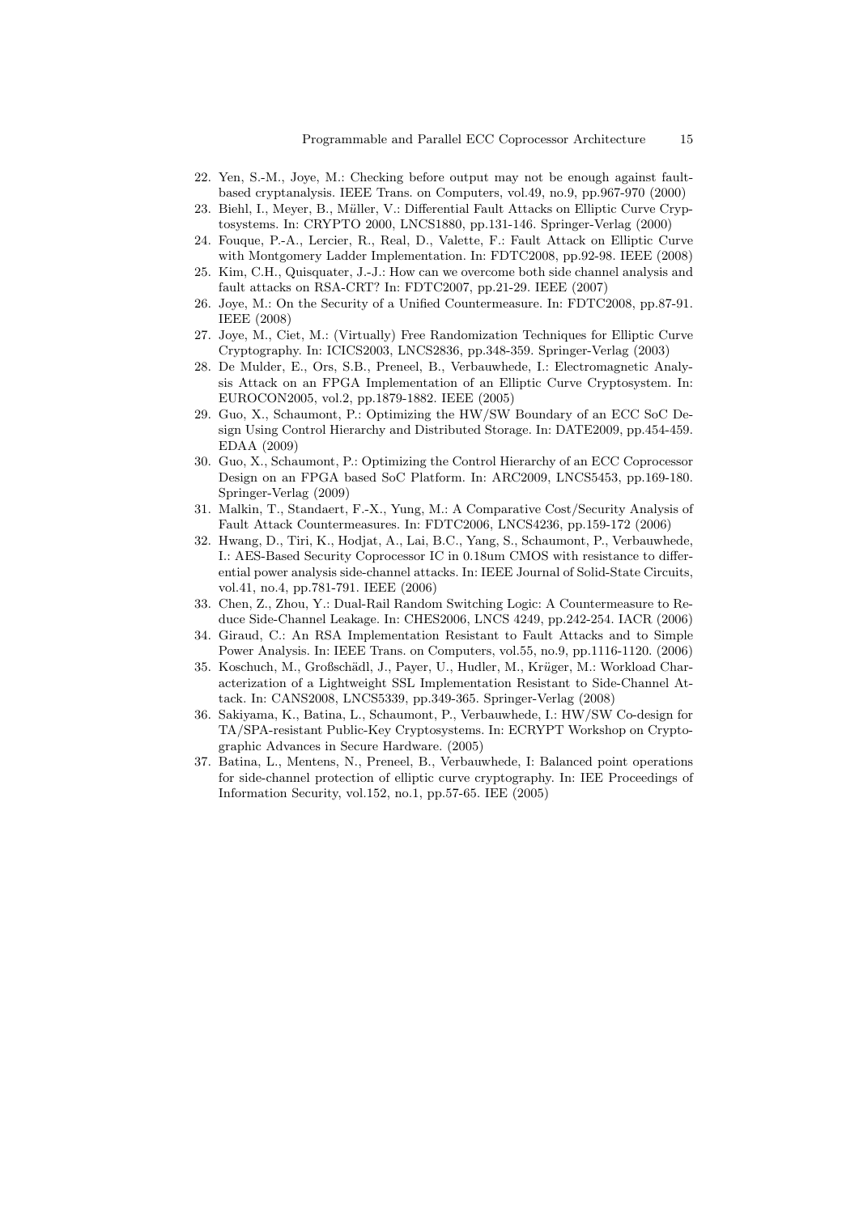22. Yen, S.-M., Joye, M.: Checking before output may not be enough against fault-based cryptanalysis. IEEE Trans. on Computers, vol.49, no.9, pp.967-970 (2000)
23. Biehl, I., Meyer, B., Müller, V.: Differential Fault Attacks on Elliptic Curve Cryptosystems. In: CRYPTO 2000, LNCS1880, pp.131-146. Springer-Verlag (2000)
24. Fouque, P.-A., Lercier, R., Real, D., Valette, F.: Fault Attack on Elliptic Curve with Montgomery Ladder Implementation. In: FDTC2008, pp.92-98. IEEE (2008)
25. Kim, C.H., Quisquater, J.-J.: How can we overcome both side channel analysis and fault attacks on RSA-CRT? In: FDTC2007, pp.21-29. IEEE (2007)
26. Joye, M.: On the Security of a Unified Countermeasure. In: FDTC2008, pp.87-91. IEEE (2008)
27. Joye, M., Ciet, M.: (Virtually) Free Randomization Techniques for Elliptic Curve Cryptography. In: ICICS2003, LNCS2836, pp.348-359. Springer-Verlag (2003)
28. De Mulder, E., Ors, S.B., Preneel, B., Verbauwhede, I.: Electromagnetic Analysis Attack on an FPGA Implementation of an Elliptic Curve Cryptosystem. In: EUROCON2005, vol.2, pp.1879-1882. IEEE (2005)
29. Guo, X., Schaumont, P.: Optimizing the HW/SW Boundary of an ECC SoC Design Using Control Hierarchy and Distributed Storage. In: DATE2009, pp.454-459. EDAA (2009)
30. Guo, X., Schaumont, P.: Optimizing the Control Hierarchy of an ECC Coprocessor Design on an FPGA based SoC Platform. In: ARC2009, LNCS5453, pp.169-180. Springer-Verlag (2009)
31. Malkin, T., Standaert, F.-X., Yung, M.: A Comparative Cost/Security Analysis of Fault Attack Countermeasures. In: FDTC2006, LNCS4236, pp.159-172 (2006)
32. Hwang, D., Tiri, K., Hodjat, A., Lai, B.C., Yang, S., Schaumont, P., Verbauwhede, I.: AES-Based Security Coprocessor IC in 0.18um CMOS with resistance to differential power analysis side-channel attacks. In: IEEE Journal of Solid-State Circuits, vol.41, no.4, pp.781-791. IEEE (2006)
33. Chen, Z., Zhou, Y.: Dual-Rail Random Switching Logic: A Countermeasure to Reduce Side-Channel Leakage. In: CHES2006, LNCS 4249, pp.242-254. IACR (2006)
34. Giraud, C.: An RSA Implementation Resistant to Fault Attacks and to Simple Power Analysis. In: IEEE Trans. on Computers, vol.55, no.9, pp.1116-1120. (2006)
35. Koschuch, M., Großschädl, J., Payer, U., Hudler, M., Krüger, M.: Workload Characterization of a Lightweight SSL Implementation Resistant to Side-Channel Attack. In: CANS2008, LNCS5339, pp.349-365. Springer-Verlag (2008)
36. Sakiyama, K., Batina, L., Schaumont, P., Verbauwhede, I.: HW/SW Co-design for TA/SPA-resistant Public-Key Cryptosystems. In: ECRYPT Workshop on Cryptographic Advances in Secure Hardware. (2005)
37. Batina, L., Mentens, N., Preneel, B., Verbauwhede, I: Balanced point operations for side-channel protection of elliptic curve cryptography. In: IEE Proceedings of Information Security, vol.152, no.1, pp.57-65. IEE (2005)